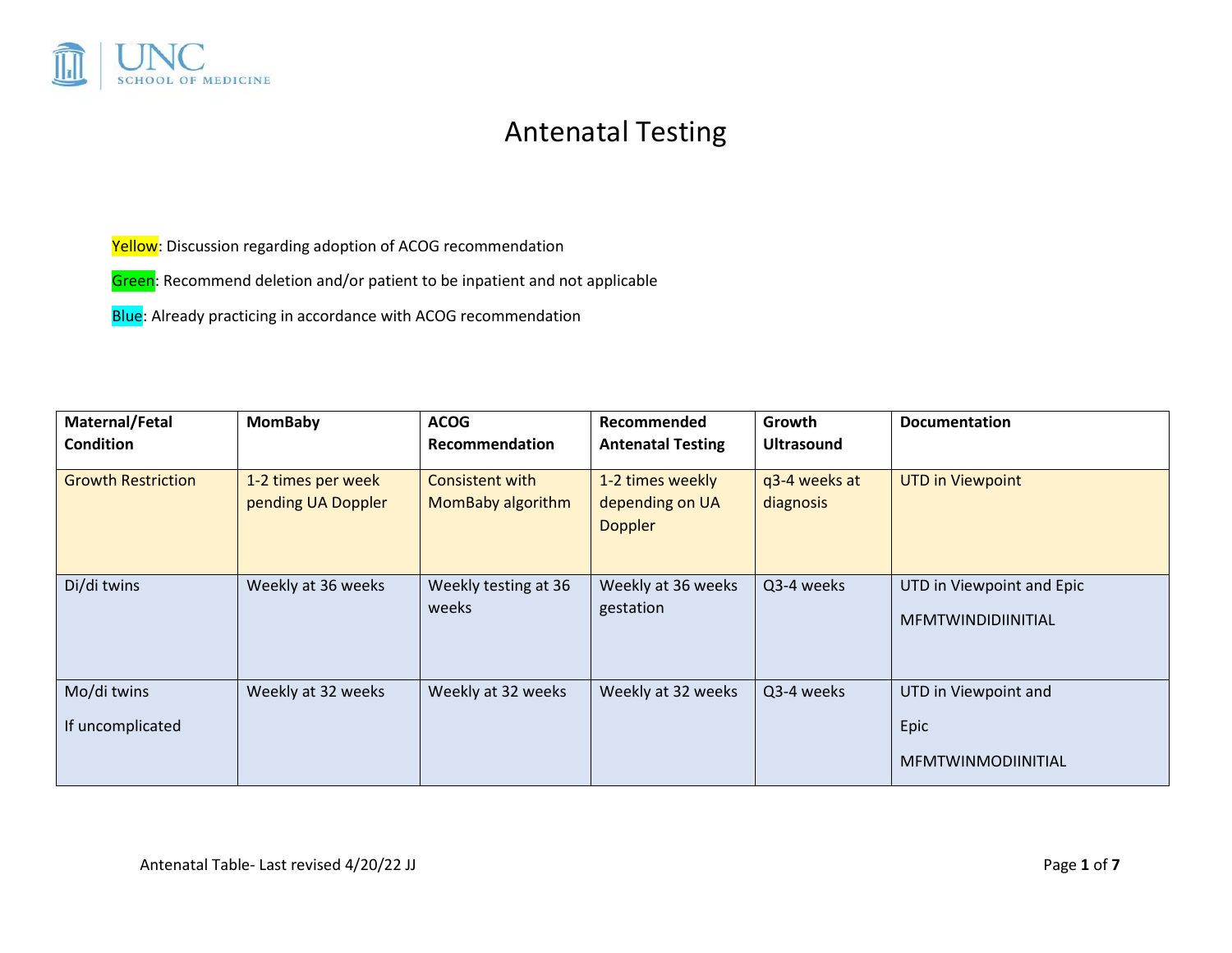UNC SCHOOL OF MEDICINE

# Antenatal Testing

Yellow: Discussion regarding adoption of ACOG recommendation

Green: Recommend deletion and/or patient to be inpatient and not applicable

Blue: Already practicing in accordance with ACOG recommendation

| Maternal/Fetal Condition | MomBaby | ACOG Recommendation | Recommended Antenatal Testing | Growth Ultrasound | Documentation |
| --- | --- | --- | --- | --- | --- |
| Growth Restriction | 1-2 times per week pending UA Doppler | Consistent with MomBaby algorithm | 1-2 times weekly depending on UA Doppler | q3-4 weeks at diagnosis | UTD in Viewpoint |
| Di/di twins | Weekly at 36 weeks | Weekly testing at 36 weeks | Weekly at 36 weeks gestation | Q3-4 weeks | UTD in Viewpoint and Epic MFMTWINDIDIINITIAL |
| Mo/di twins If uncomplicated | Weekly at 32 weeks | Weekly at 32 weeks | Weekly at 32 weeks | Q3-4 weeks | UTD in Viewpoint and Epic MFMTWINMODIINITIAL |

Antenatal Table- Last revised 4/20/22 JJ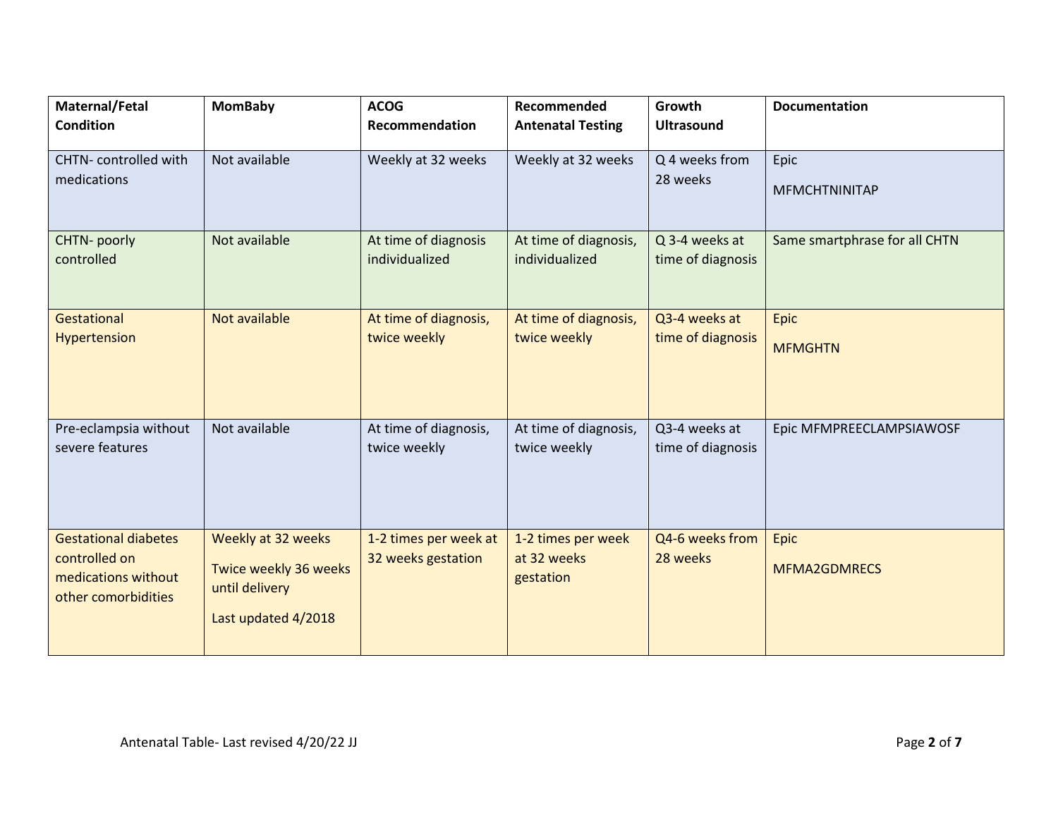| Maternal/Fetal Condition | MomBaby | ACOG Recommendation | Recommended Antenatal Testing | Growth Ultrasound | Documentation |
|---|---|---|---|---|---|
| CHTN- controlled with medications | Not available | Weekly at 32 weeks | Weekly at 32 weeks | Q 4 weeks from 28 weeks | Epic<br>MFMCHTNINITAP |
| CHTN- poorly controlled | Not available | At time of diagnosis individualized | At time of diagnosis, individualized | Q 3-4 weeks at time of diagnosis | Same smartphrase for all CHTN |
| Gestational Hypertension | Not available | At time of diagnosis, twice weekly | At time of diagnosis, twice weekly | Q3-4 weeks at time of diagnosis | Epic<br>MFMGHTN |
| Pre-eclampsia without severe features | Not available | At time of diagnosis, twice weekly | At time of diagnosis, twice weekly | Q3-4 weeks at time of diagnosis | Epic MFMPREECLAMPSIAWOSF |
| Gestational diabetes controlled on medications without other comorbidities | Weekly at 32 weeks<br>Twice weekly 36 weeks until delivery<br>Last updated 4/2018 | 1-2 times per week at 32 weeks gestation | 1-2 times per week at 32 weeks gestation | Q4-6 weeks from 28 weeks | Epic<br>MFMA2GDMRECS |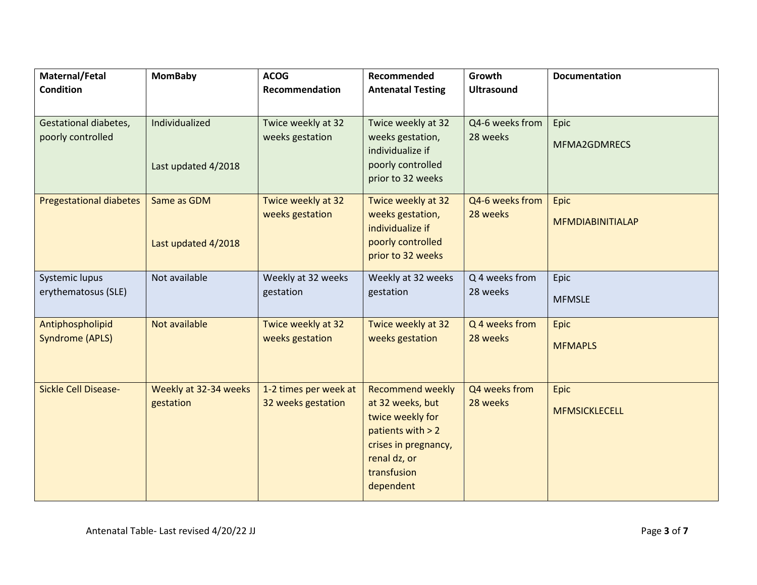| Maternal/Fetal Condition | MomBaby | ACOG Recommendation | Recommended Antenatal Testing | Growth Ultrasound | Documentation |
|---|---|---|---|---|---|
| Gestational diabetes, poorly controlled | Individualized<br><br>Last updated 4/2018 | Twice weekly at 32 weeks gestation | Twice weekly at 32 weeks gestation, individualize if poorly controlled prior to 32 weeks | Q4-6 weeks from 28 weeks | Epic<br>MFMA2GDMRECS |
| Pregestational diabetes | Same as GDM<br><br>Last updated 4/2018 | Twice weekly at 32 weeks gestation | Twice weekly at 32 weeks gestation, individualize if poorly controlled prior to 32 weeks | Q4-6 weeks from 28 weeks | Epic<br>MFMDIABINITIALAP |
| Systemic lupus erythematosus (SLE) | Not available | Weekly at 32 weeks gestation | Weekly at 32 weeks gestation | Q 4 weeks from 28 weeks | Epic<br>MFMSLE |
| Antiphospholipid Syndrome (APLS) | Not available | Twice weekly at 32 weeks gestation | Twice weekly at 32 weeks gestation | Q 4 weeks from 28 weeks | Epic<br>MFMAPLS |
| Sickle Cell Disease- | Weekly at 32-34 weeks gestation | 1-2 times per week at 32 weeks gestation | Recommend weekly at 32 weeks, but twice weekly for patients with > 2 crises in pregnancy, renal dz, or transfusion dependent | Q4 weeks from 28 weeks | Epic<br>MFMSICKLECELL |

Antenatal Table- Last revised 4/20/22 JJ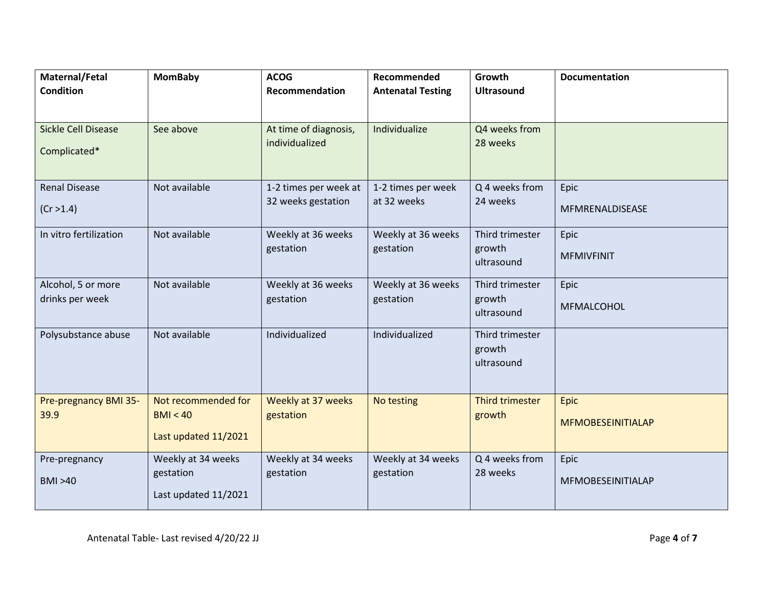| Maternal/Fetal Condition | MomBaby | ACOG Recommendation | Recommended Antenatal Testing | Growth Ultrasound | Documentation |
| --- | --- | --- | --- | --- | --- |
| Sickle Cell Disease Complicated* | See above | At time of diagnosis, individualized | Individualize | Q4 weeks from 28 weeks | |
| Renal Disease (Cr >1.4) | Not available | 1-2 times per week at 32 weeks gestation | 1-2 times per week at 32 weeks | Q 4 weeks from 24 weeks | Epic MFMRENALDISEASE |
| In vitro fertilization | Not available | Weekly at 36 weeks gestation | Weekly at 36 weeks gestation | Third trimester growth ultrasound | Epic MFMIVFINIT |
| Alcohol, 5 or more drinks per week | Not available | Weekly at 36 weeks gestation | Weekly at 36 weeks gestation | Third trimester growth ultrasound | Epic MFMALCOHOL |
| Polysubstance abuse | Not available | Individualized | Individualized | Third trimester growth ultrasound | |
| Pre-pregnancy BMI 35-39.9 | Not recommended for BMI < 40 Last updated 11/2021 | Weekly at 37 weeks gestation | No testing | Third trimester growth | Epic MFMOBESEINITIALAP |
| Pre-pregnancy BMI >40 | Weekly at 34 weeks gestation Last updated 11/2021 | Weekly at 34 weeks gestation | Weekly at 34 weeks gestation | Q 4 weeks from 28 weeks | Epic MFMOBESEINITIALAP |

Antenatal Table- Last revised 4/20/22 JJ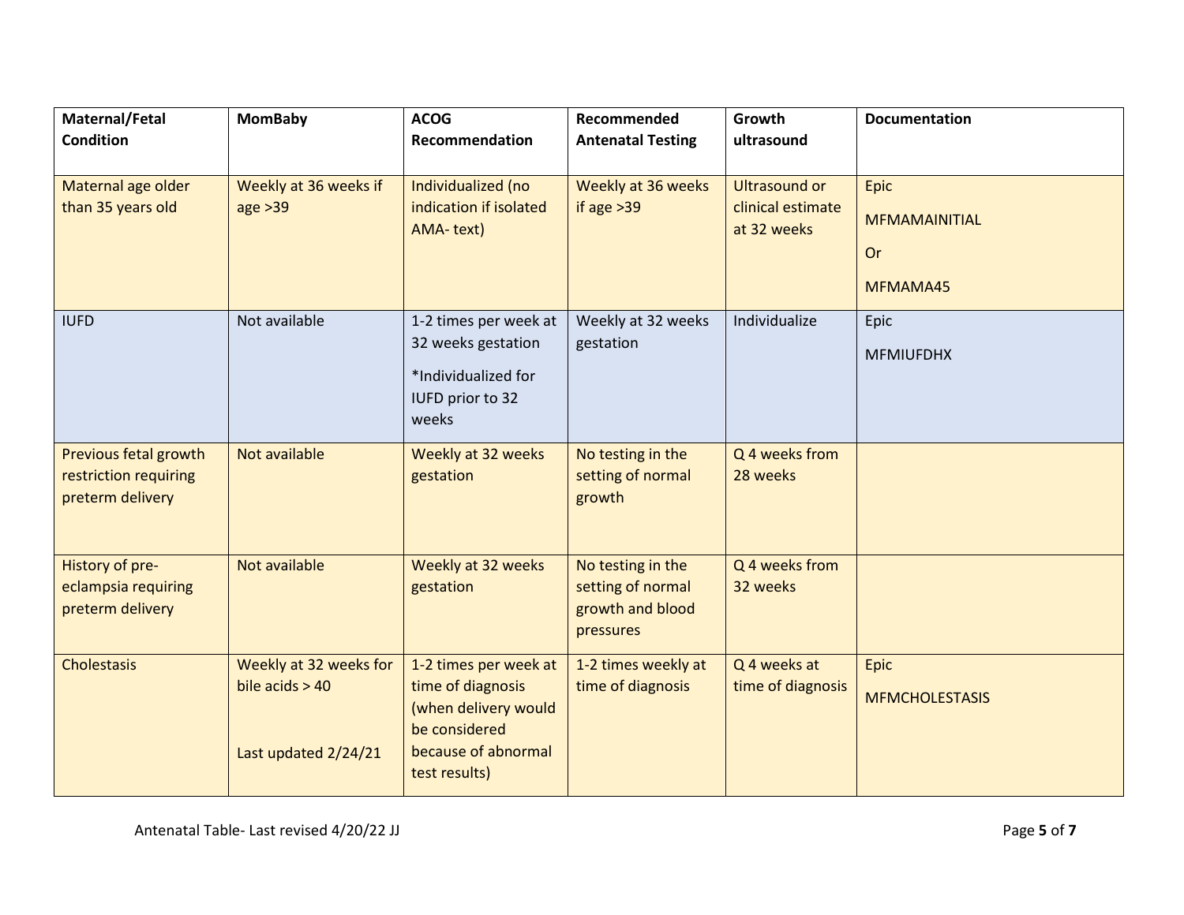| Maternal/Fetal Condition | MomBaby | ACOG Recommendation | Recommended Antenatal Testing | Growth ultrasound | Documentation |
|---|---|---|---|---|---|
| Maternal age older than 35 years old | Weekly at 36 weeks if age >39 | Individualized (no indication if isolated AMA- text) | Weekly at 36 weeks if age >39 | Ultrasound or clinical estimate at 32 weeks | Epic<br>MFMAMAINITIAL<br>Or<br>MFMAMA45 |
| IUFD | Not available | 1-2 times per week at 32 weeks gestation<br>*Individualized for IUFD prior to 32 weeks | Weekly at 32 weeks gestation | Individualize | Epic<br>MFMIUFDHX |
| Previous fetal growth restriction requiring preterm delivery | Not available | Weekly at 32 weeks gestation | No testing in the setting of normal growth | Q 4 weeks from 28 weeks | |
| History of pre-eclampsia requiring preterm delivery | Not available | Weekly at 32 weeks gestation | No testing in the setting of normal growth and blood pressures | Q 4 weeks from 32 weeks | |
| Cholestasis | Weekly at 32 weeks for bile acids > 40<br><br>Last updated 2/24/21 | 1-2 times per week at time of diagnosis (when delivery would be considered because of abnormal test results) | 1-2 times weekly at time of diagnosis | Q 4 weeks at time of diagnosis | Epic<br>MFMCHOLESTASIS |

Antenatal Table- Last revised 4/20/22 JJ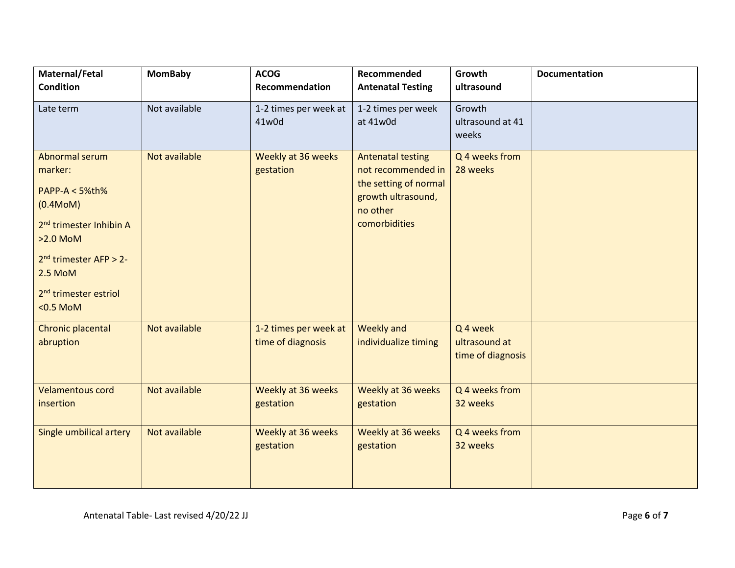| Maternal/Fetal Condition | MomBaby | ACOG Recommendation | Recommended Antenatal Testing | Growth ultrasound | Documentation |
|---|---|---|---|---|---|
| Late term | Not available | 1-2 times per week at 41w0d | 1-2 times per week at 41w0d | Growth ultrasound at 41 weeks | |
| Abnormal serum marker:<br>PAPP-A < 5%th% (0.4MoM)<br>2nd trimester Inhibin A >2.0 MoM<br>2nd trimester AFP > 2-2.5 MoM<br>2nd trimester estriol <0.5 MoM | Not available | Weekly at 36 weeks gestation | Antenatal testing not recommended in the setting of normal growth ultrasound, no other comorbidities | Q 4 weeks from 28 weeks | |
| Chronic placental abruption | Not available | 1-2 times per week at time of diagnosis | Weekly and individualize timing | Q 4 week ultrasound at time of diagnosis | |
| Velamentous cord insertion | Not available | Weekly at 36 weeks gestation | Weekly at 36 weeks gestation | Q 4 weeks from 32 weeks | |
| Single umbilical artery | Not available | Weekly at 36 weeks gestation | Weekly at 36 weeks gestation | Q 4 weeks from 32 weeks | |

Antenatal Table- Last revised 4/20/22 JJ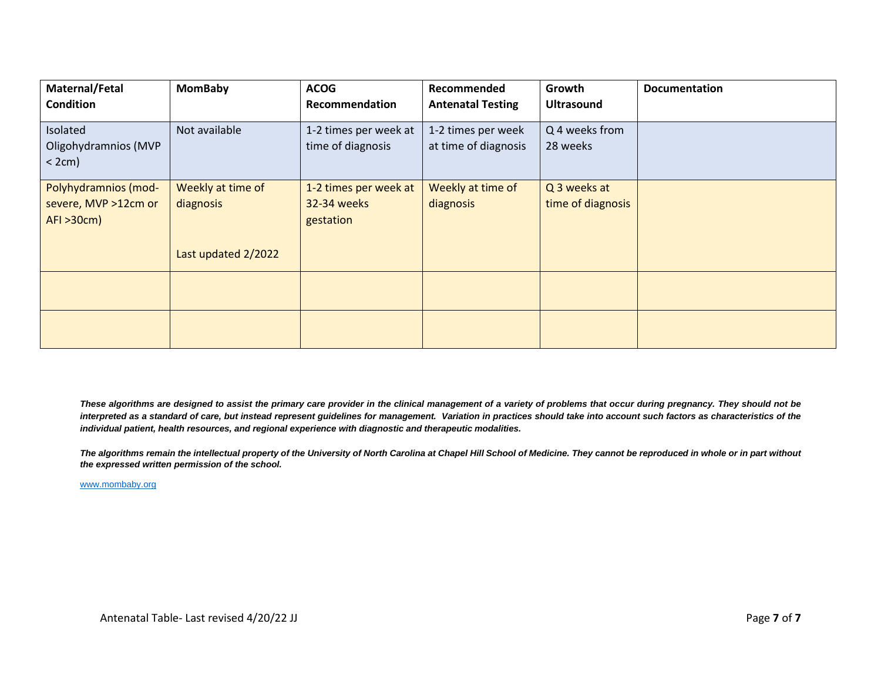| Maternal/Fetal Condition | MomBaby | ACOG Recommendation | Recommended Antenatal Testing | Growth Ultrasound | Documentation |
|---|---|---|---|---|---|
| Isolated Oligohydramnios (MVP < 2cm) | Not available | 1-2 times per week at time of diagnosis | 1-2 times per week at time of diagnosis | Q 4 weeks from 28 weeks | |
| Polyhydramnios (mod-severe, MVP >12cm or AFI >30cm) | Weekly at time of diagnosis<br><br>Last updated 2/2022 | 1-2 times per week at 32-34 weeks gestation | Weekly at time of diagnosis | Q 3 weeks at time of diagnosis | |
| | | | | | |
| | | | | | |

***These algorithms are designed to assist the primary care provider in the clinical management of a variety of problems that occur during pregnancy. They should not be interpreted as a standard of care, but instead represent guidelines for management. Variation in practices should take into account such factors as characteristics of the individual patient, health resources, and regional experience with diagnostic and therapeutic modalities.***

***The algorithms remain the intellectual property of the University of North Carolina at Chapel Hill School of Medicine. They cannot be reproduced in whole or in part without the expressed written permission of the school.***

www.mombaby.org

Antenatal Table- Last revised 4/20/22 JJ